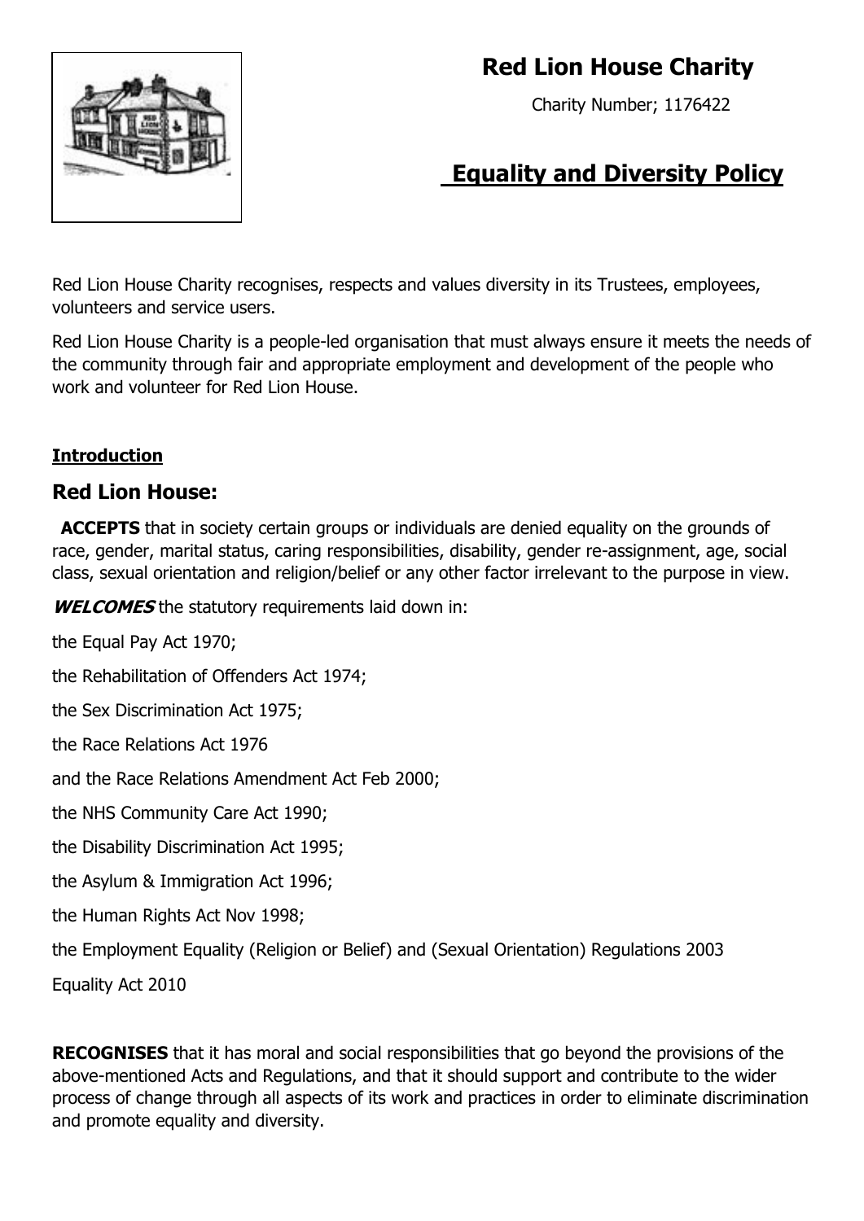# Red Lion House Charity

Charity Number; 1176422

## Equality and Diversity Policy

Red Lion House Charity recognises, respects and values diversity in its Trustees, employees, volunteers and service users.

Red Lion House Charity is a people-led organisation that must always ensure it meets the needs of the community through fair and appropriate employment and development of the people who work and volunteer for Red Lion House.

**Introduction**

### Red Lion House:

**ACCEPTS** that in society certain groups or individuals are denied equality on the grounds of race, gender, marital status, caring responsibilities, disability, gender re-assignment, age, social class, sexual orientation and religion/belief or any other factor irrelevant to the purpose in view.

***WELCOMES*** the statutory requirements laid down in:

the Equal Pay Act 1970;

the Rehabilitation of Offenders Act 1974;

the Sex Discrimination Act 1975;

the Race Relations Act 1976

and the Race Relations Amendment Act Feb 2000;

the NHS Community Care Act 1990;

the Disability Discrimination Act 1995;

the Asylum & Immigration Act 1996;

the Human Rights Act Nov 1998;

the Employment Equality (Religion or Belief) and (Sexual Orientation) Regulations 2003

Equality Act 2010

**RECOGNISES** that it has moral and social responsibilities that go beyond the provisions of the above-mentioned Acts and Regulations, and that it should support and contribute to the wider process of change through all aspects of its work and practices in order to eliminate discrimination and promote equality and diversity.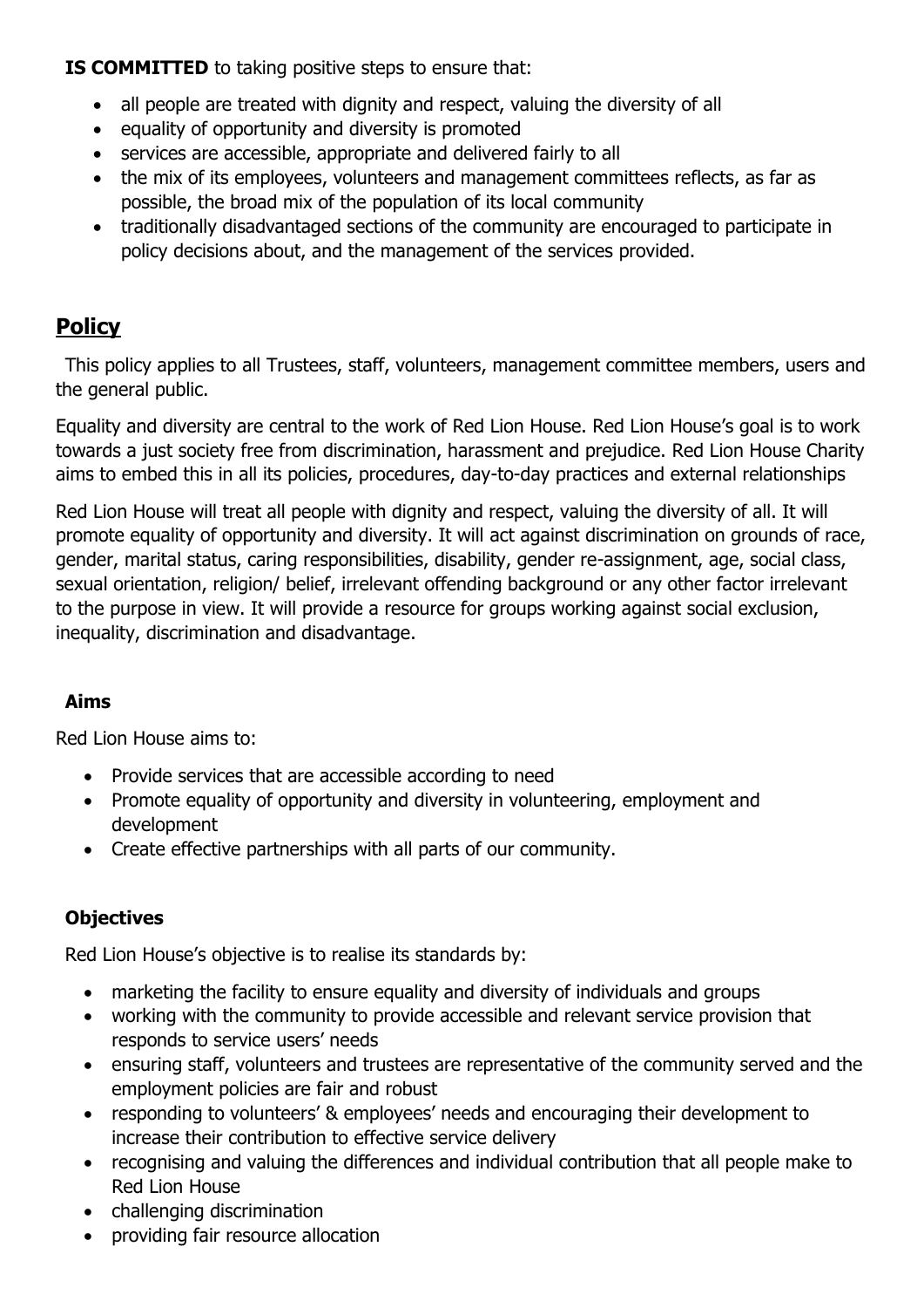**IS COMMITTED** to taking positive steps to ensure that:

- all people are treated with dignity and respect, valuing the diversity of all
- equality of opportunity and diversity is promoted
- services are accessible, appropriate and delivered fairly to all
- the mix of its employees, volunteers and management committees reflects, as far as possible, the broad mix of the population of its local community
- traditionally disadvantaged sections of the community are encouraged to participate in policy decisions about, and the management of the services provided.

## Policy

This policy applies to all Trustees, staff, volunteers, management committee members, users and the general public.

Equality and diversity are central to the work of Red Lion House. Red Lion House's goal is to work towards a just society free from discrimination, harassment and prejudice. Red Lion House Charity aims to embed this in all its policies, procedures, day-to-day practices and external relationships

Red Lion House will treat all people with dignity and respect, valuing the diversity of all. It will promote equality of opportunity and diversity. It will act against discrimination on grounds of race, gender, marital status, caring responsibilities, disability, gender re-assignment, age, social class, sexual orientation, religion/ belief, irrelevant offending background or any other factor irrelevant to the purpose in view. It will provide a resource for groups working against social exclusion, inequality, discrimination and disadvantage.

### Aims

Red Lion House aims to:

- Provide services that are accessible according to need
- Promote equality of opportunity and diversity in volunteering, employment and development
- Create effective partnerships with all parts of our community.

### Objectives

Red Lion House's objective is to realise its standards by:

- marketing the facility to ensure equality and diversity of individuals and groups
- working with the community to provide accessible and relevant service provision that responds to service users' needs
- ensuring staff, volunteers and trustees are representative of the community served and the employment policies are fair and robust
- responding to volunteers' & employees' needs and encouraging their development to increase their contribution to effective service delivery
- recognising and valuing the differences and individual contribution that all people make to Red Lion House
- challenging discrimination
- providing fair resource allocation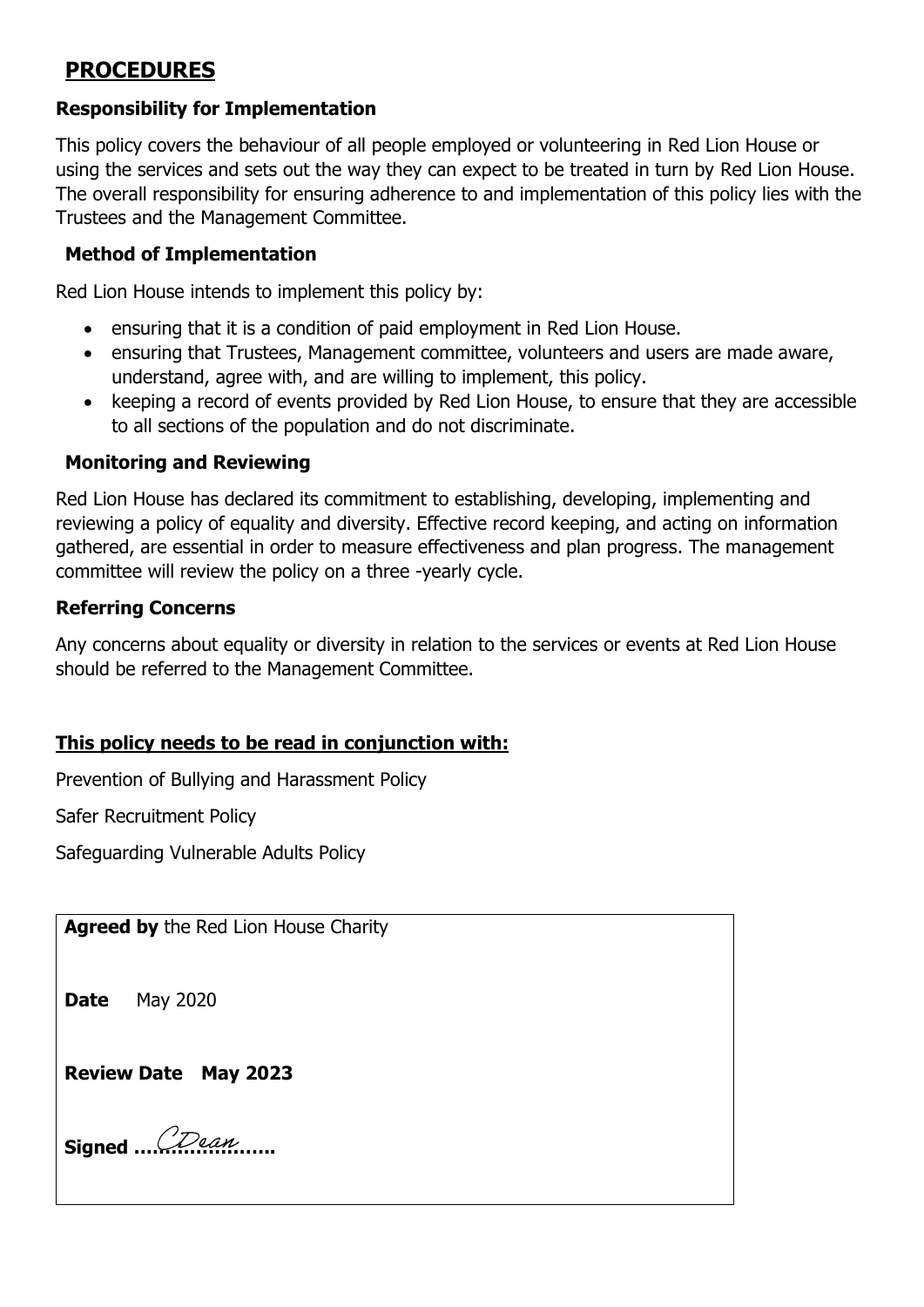## PROCEDURES

### Responsibility for Implementation

This policy covers the behaviour of all people employed or volunteering in Red Lion House or using the services and sets out the way they can expect to be treated in turn by Red Lion House. The overall responsibility for ensuring adherence to and implementation of this policy lies with the Trustees and the Management Committee.

### Method of Implementation

Red Lion House intends to implement this policy by:

- ensuring that it is a condition of paid employment in Red Lion House.
- ensuring that Trustees, Management committee, volunteers and users are made aware, understand, agree with, and are willing to implement, this policy.
- keeping a record of events provided by Red Lion House, to ensure that they are accessible to all sections of the population and do not discriminate.

### Monitoring and Reviewing

Red Lion House has declared its commitment to establishing, developing, implementing and reviewing a policy of equality and diversity. Effective record keeping, and acting on information gathered, are essential in order to measure effectiveness and plan progress. The management committee will review the policy on a three -yearly cycle.

### Referring Concerns

Any concerns about equality or diversity in relation to the services or events at Red Lion House should be referred to the Management Committee.

**This policy needs to be read in conjunction with:**

Prevention of Bullying and Harassment Policy

Safer Recruitment Policy

Safeguarding Vulnerable Adults Policy

**Agreed by** the Red Lion House Charity

**Date** May 2020

**Review Date May 2023**

**Signed** CDean